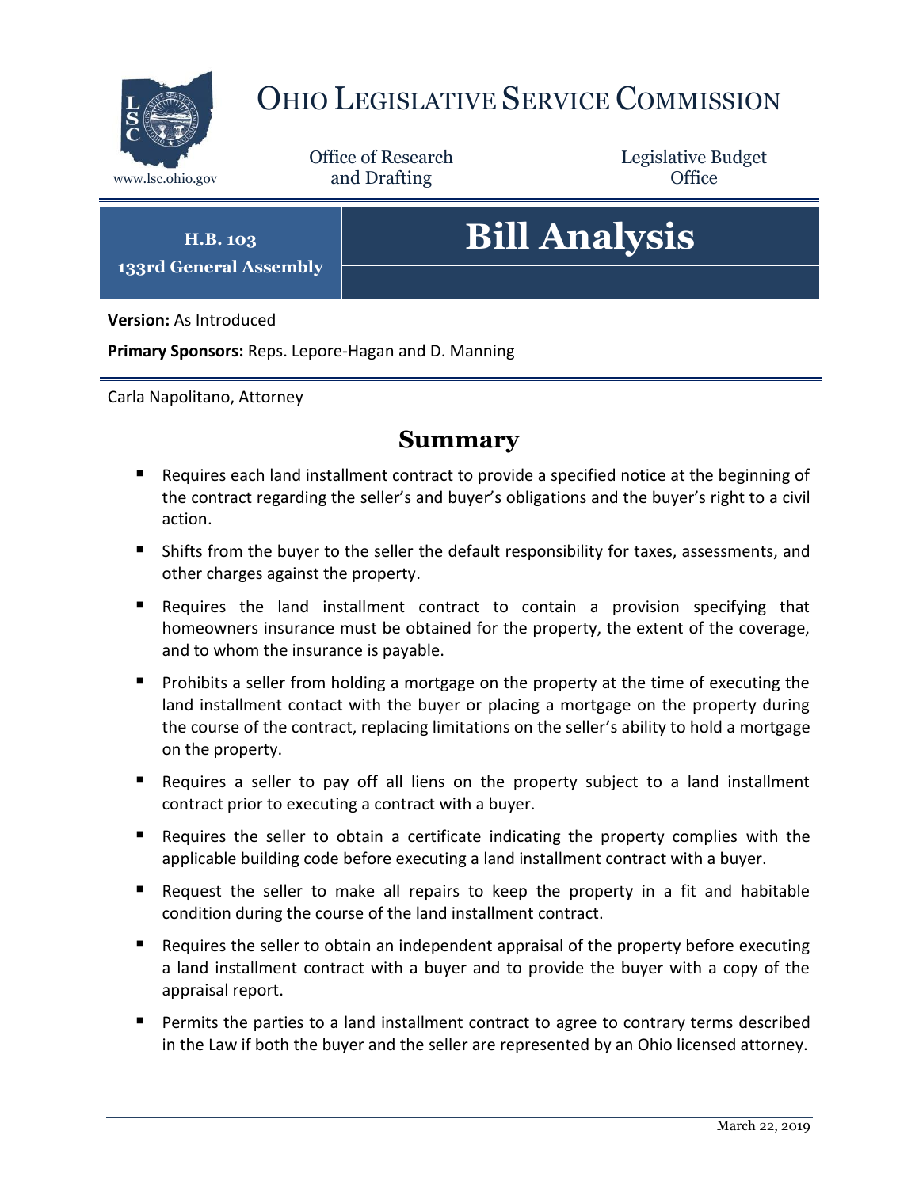# Ohio Legislative Service Commission

Office of Research and Drafting

Legislative Budget Office

www.lsc.ohio.gov

**H.B. 103**
**133rd General Assembly**

# Bill Analysis

**Version:** As Introduced

**Primary Sponsors:** Reps. Lepore-Hagan and D. Manning

Carla Napolitano, Attorney

## Summary

- Requires each land installment contract to provide a specified notice at the beginning of the contract regarding the seller's and buyer's obligations and the buyer's right to a civil action.
- Shifts from the buyer to the seller the default responsibility for taxes, assessments, and other charges against the property.
- Requires the land installment contract to contain a provision specifying that homeowners insurance must be obtained for the property, the extent of the coverage, and to whom the insurance is payable.
- Prohibits a seller from holding a mortgage on the property at the time of executing the land installment contact with the buyer or placing a mortgage on the property during the course of the contract, replacing limitations on the seller's ability to hold a mortgage on the property.
- Requires a seller to pay off all liens on the property subject to a land installment contract prior to executing a contract with a buyer.
- Requires the seller to obtain a certificate indicating the property complies with the applicable building code before executing a land installment contract with a buyer.
- Request the seller to make all repairs to keep the property in a fit and habitable condition during the course of the land installment contract.
- Requires the seller to obtain an independent appraisal of the property before executing a land installment contract with a buyer and to provide the buyer with a copy of the appraisal report.
- Permits the parties to a land installment contract to agree to contrary terms described in the Law if both the buyer and the seller are represented by an Ohio licensed attorney.

March 22, 2019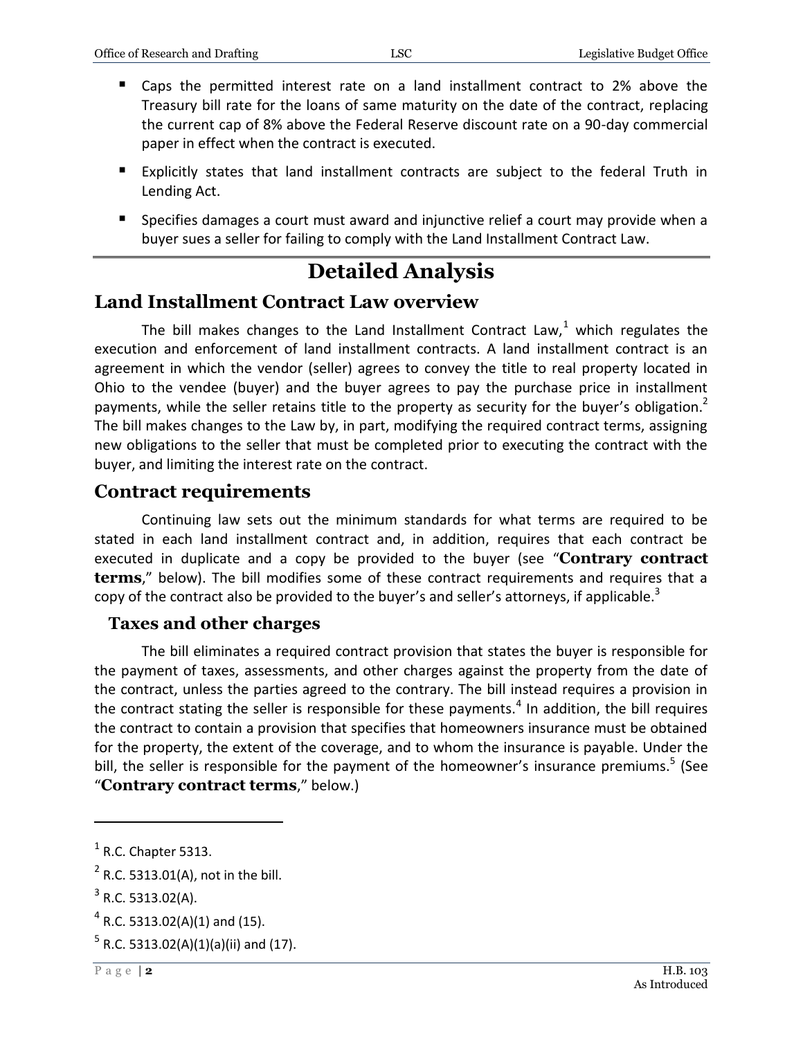- Caps the permitted interest rate on a land installment contract to 2% above the Treasury bill rate for the loans of same maturity on the date of the contract, replacing the current cap of 8% above the Federal Reserve discount rate on a 90-day commercial paper in effect when the contract is executed.
- Explicitly states that land installment contracts are subject to the federal Truth in Lending Act.
- Specifies damages a court must award and injunctive relief a court may provide when a buyer sues a seller for failing to comply with the Land Installment Contract Law.

# Detailed Analysis

## Land Installment Contract Law overview

The bill makes changes to the Land Installment Contract Law,[1] which regulates the execution and enforcement of land installment contracts. A land installment contract is an agreement in which the vendor (seller) agrees to convey the title to real property located in Ohio to the vendee (buyer) and the buyer agrees to pay the purchase price in installment payments, while the seller retains title to the property as security for the buyer's obligation.[2] The bill makes changes to the Law by, in part, modifying the required contract terms, assigning new obligations to the seller that must be completed prior to executing the contract with the buyer, and limiting the interest rate on the contract.

## Contract requirements

Continuing law sets out the minimum standards for what terms are required to be stated in each land installment contract and, in addition, requires that each contract be executed in duplicate and a copy be provided to the buyer (see "**Contrary contract terms**," below). The bill modifies some of these contract requirements and requires that a copy of the contract also be provided to the buyer's and seller's attorneys, if applicable.[3]

### Taxes and other charges

The bill eliminates a required contract provision that states the buyer is responsible for the payment of taxes, assessments, and other charges against the property from the date of the contract, unless the parties agreed to the contrary. The bill instead requires a provision in the contract stating the seller is responsible for these payments.[4] In addition, the bill requires the contract to contain a provision that specifies that homeowners insurance must be obtained for the property, the extent of the coverage, and to whom the insurance is payable. Under the bill, the seller is responsible for the payment of the homeowner's insurance premiums.[5] (See "**Contrary contract terms**," below.)

---

[1] R.C. Chapter 5313.

[2] R.C. 5313.01(A), not in the bill.

[3] R.C. 5313.02(A).

[4] R.C. 5313.02(A)(1) and (15).

[5] R.C. 5313.02(A)(1)(a)(ii) and (17).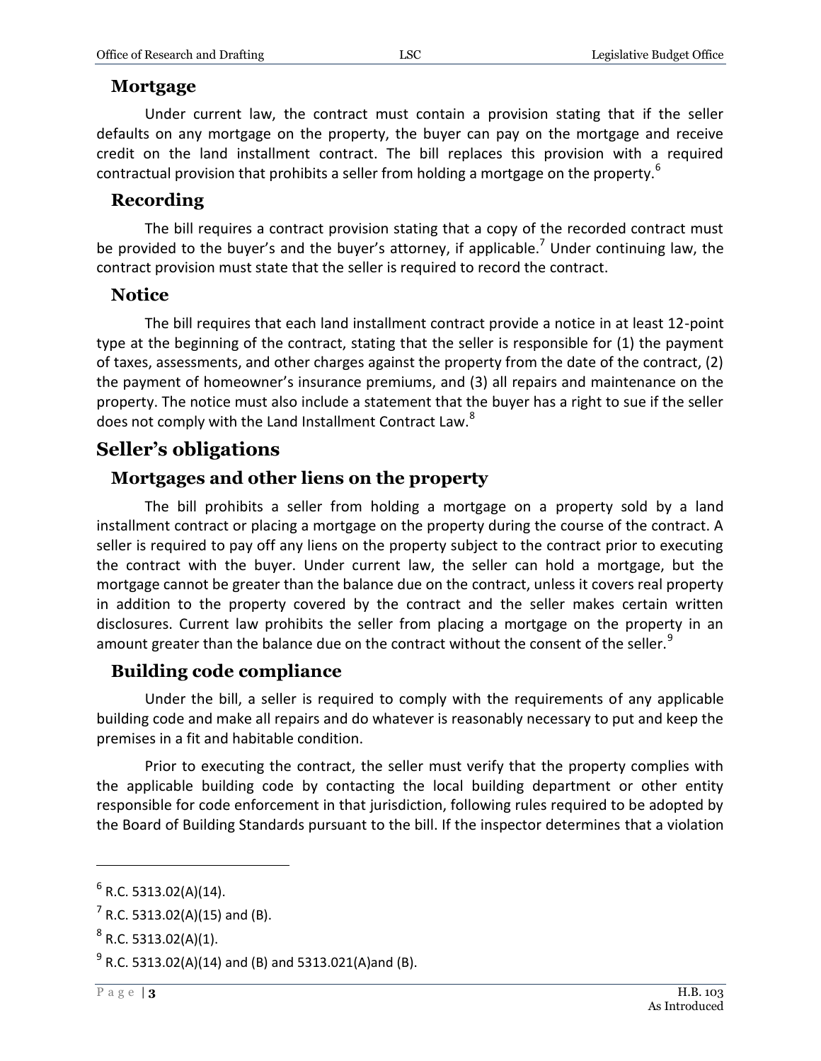### Mortgage

Under current law, the contract must contain a provision stating that if the seller defaults on any mortgage on the property, the buyer can pay on the mortgage and receive credit on the land installment contract. The bill replaces this provision with a required contractual provision that prohibits a seller from holding a mortgage on the property.[6]

### Recording

The bill requires a contract provision stating that a copy of the recorded contract must be provided to the buyer's and the buyer's attorney, if applicable.[7] Under continuing law, the contract provision must state that the seller is required to record the contract.

### Notice

The bill requires that each land installment contract provide a notice in at least 12-point type at the beginning of the contract, stating that the seller is responsible for (1) the payment of taxes, assessments, and other charges against the property from the date of the contract, (2) the payment of homeowner's insurance premiums, and (3) all repairs and maintenance on the property. The notice must also include a statement that the buyer has a right to sue if the seller does not comply with the Land Installment Contract Law.[8]

## Seller's obligations

### Mortgages and other liens on the property

The bill prohibits a seller from holding a mortgage on a property sold by a land installment contract or placing a mortgage on the property during the course of the contract. A seller is required to pay off any liens on the property subject to the contract prior to executing the contract with the buyer. Under current law, the seller can hold a mortgage, but the mortgage cannot be greater than the balance due on the contract, unless it covers real property in addition to the property covered by the contract and the seller makes certain written disclosures. Current law prohibits the seller from placing a mortgage on the property in an amount greater than the balance due on the contract without the consent of the seller.[9]

### Building code compliance

Under the bill, a seller is required to comply with the requirements of any applicable building code and make all repairs and do whatever is reasonably necessary to put and keep the premises in a fit and habitable condition.

Prior to executing the contract, the seller must verify that the property complies with the applicable building code by contacting the local building department or other entity responsible for code enforcement in that jurisdiction, following rules required to be adopted by the Board of Building Standards pursuant to the bill. If the inspector determines that a violation

---

[6] R.C. 5313.02(A)(14).

[7] R.C. 5313.02(A)(15) and (B).

[8] R.C. 5313.02(A)(1).

[9] R.C. 5313.02(A)(14) and (B) and 5313.021(A)and (B).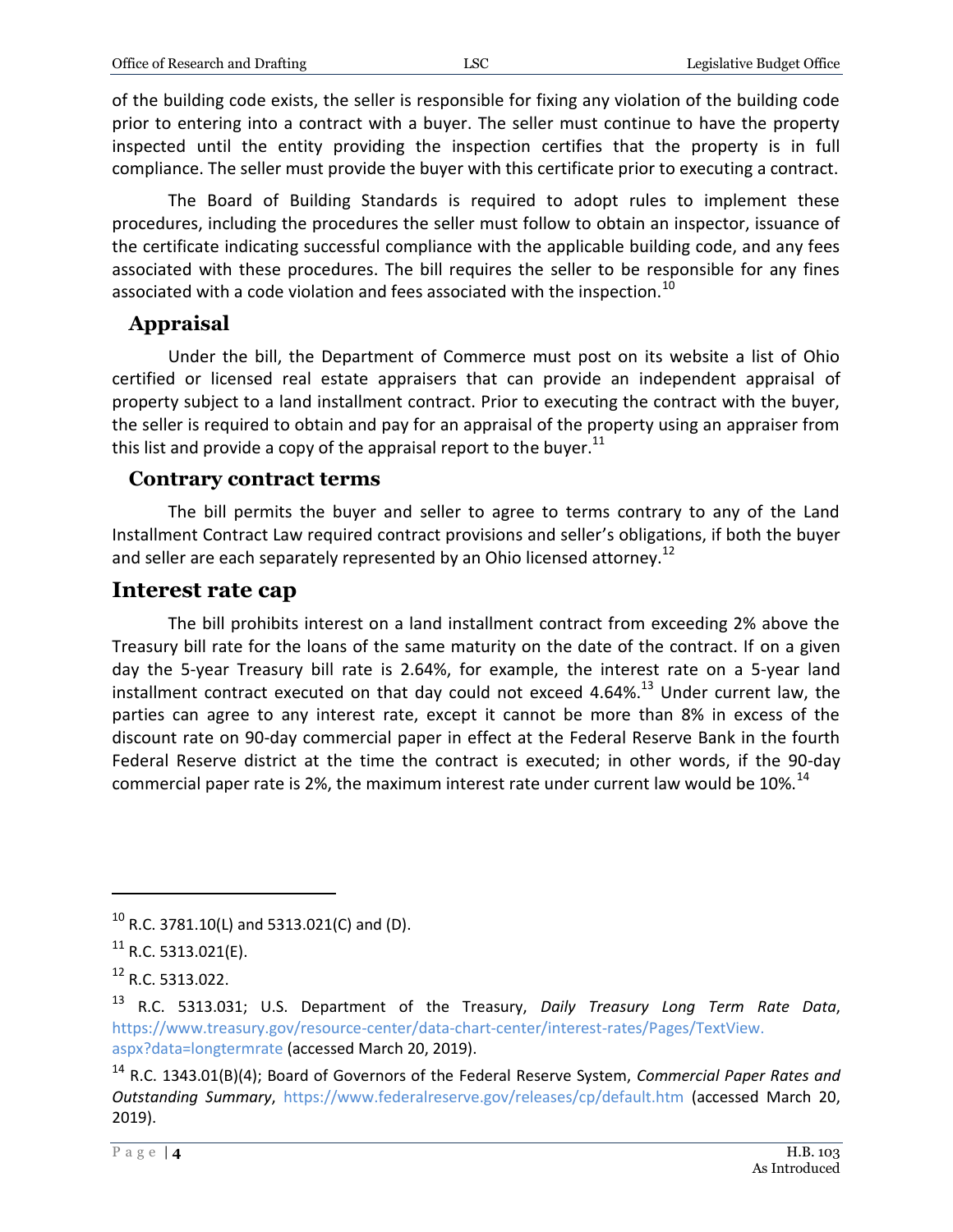of the building code exists, the seller is responsible for fixing any violation of the building code prior to entering into a contract with a buyer. The seller must continue to have the property inspected until the entity providing the inspection certifies that the property is in full compliance. The seller must provide the buyer with this certificate prior to executing a contract.

The Board of Building Standards is required to adopt rules to implement these procedures, including the procedures the seller must follow to obtain an inspector, issuance of the certificate indicating successful compliance with the applicable building code, and any fees associated with these procedures. The bill requires the seller to be responsible for any fines associated with a code violation and fees associated with the inspection.[10]

### Appraisal

Under the bill, the Department of Commerce must post on its website a list of Ohio certified or licensed real estate appraisers that can provide an independent appraisal of property subject to a land installment contract. Prior to executing the contract with the buyer, the seller is required to obtain and pay for an appraisal of the property using an appraiser from this list and provide a copy of the appraisal report to the buyer.[11]

### Contrary contract terms

The bill permits the buyer and seller to agree to terms contrary to any of the Land Installment Contract Law required contract provisions and seller's obligations, if both the buyer and seller are each separately represented by an Ohio licensed attorney.[12]

## Interest rate cap

The bill prohibits interest on a land installment contract from exceeding 2% above the Treasury bill rate for the loans of the same maturity on the date of the contract. If on a given day the 5-year Treasury bill rate is 2.64%, for example, the interest rate on a 5-year land installment contract executed on that day could not exceed 4.64%.[13] Under current law, the parties can agree to any interest rate, except it cannot be more than 8% in excess of the discount rate on 90-day commercial paper in effect at the Federal Reserve Bank in the fourth Federal Reserve district at the time the contract is executed; in other words, if the 90-day commercial paper rate is 2%, the maximum interest rate under current law would be 10%.[14]

---

[10] R.C. 3781.10(L) and 5313.021(C) and (D).

[11] R.C. 5313.021(E).

[12] R.C. 5313.022.

[13] R.C. 5313.031; U.S. Department of the Treasury, *Daily Treasury Long Term Rate Data*, https://www.treasury.gov/resource-center/data-chart-center/interest-rates/Pages/TextView.aspx?data=longtermrate (accessed March 20, 2019).

[14] R.C. 1343.01(B)(4); Board of Governors of the Federal Reserve System, *Commercial Paper Rates and Outstanding Summary*, https://www.federalreserve.gov/releases/cp/default.htm (accessed March 20, 2019).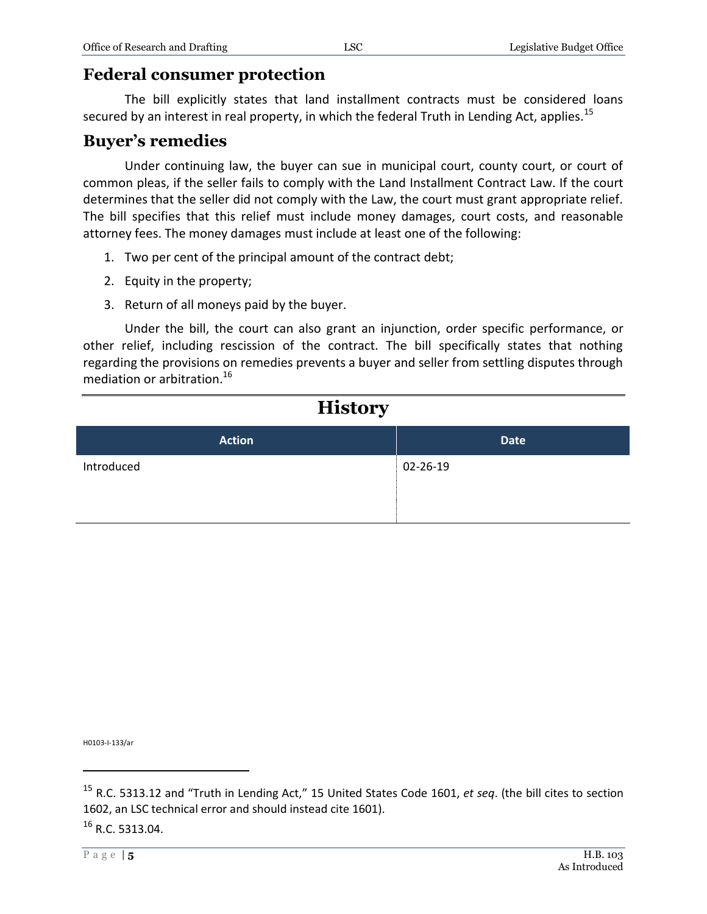## Federal consumer protection

The bill explicitly states that land installment contracts must be considered loans secured by an interest in real property, in which the federal Truth in Lending Act, applies.[15]

## Buyer's remedies

Under continuing law, the buyer can sue in municipal court, county court, or court of common pleas, if the seller fails to comply with the Land Installment Contract Law. If the court determines that the seller did not comply with the Law, the court must grant appropriate relief. The bill specifies that this relief must include money damages, court costs, and reasonable attorney fees. The money damages must include at least one of the following:

1. Two per cent of the principal amount of the contract debt;
2. Equity in the property;
3. Return of all moneys paid by the buyer.

Under the bill, the court can also grant an injunction, order specific performance, or other relief, including rescission of the contract. The bill specifically states that nothing regarding the provisions on remedies prevents a buyer and seller from settling disputes through mediation or arbitration.[16]

# History

| Action | Date |
|---|---|
| Introduced | 02-26-19 |

H0103-I-133/ar

[15] R.C. 5313.12 and "Truth in Lending Act," 15 United States Code 1601, *et seq*. (the bill cites to section 1602, an LSC technical error and should instead cite 1601).

[16] R.C. 5313.04.